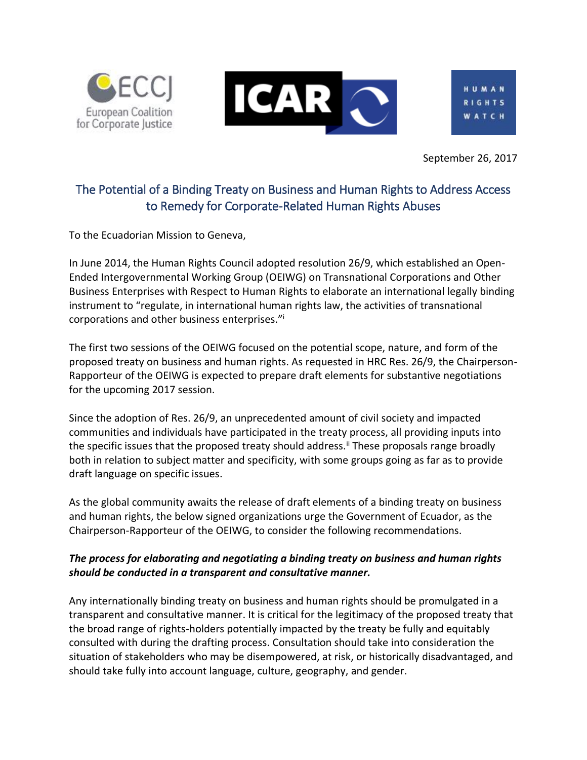ECCJ European Coalition for Corporate Justice

ICAR

HUMAN RIGHTS WATCH

September 26, 2017

# The Potential of a Binding Treaty on Business and Human Rights to Address Access to Remedy for Corporate-Related Human Rights Abuses

To the Ecuadorian Mission to Geneva,

In June 2014, the Human Rights Council adopted resolution 26/9, which established an Open-Ended Intergovernmental Working Group (OEIWG) on Transnational Corporations and Other Business Enterprises with Respect to Human Rights to elaborate an international legally binding instrument to "regulate, in international human rights law, the activities of transnational corporations and other business enterprises."[i]

The first two sessions of the OEIWG focused on the potential scope, nature, and form of the proposed treaty on business and human rights. As requested in HRC Res. 26/9, the Chairperson-Rapporteur of the OEIWG is expected to prepare draft elements for substantive negotiations for the upcoming 2017 session.

Since the adoption of Res. 26/9, an unprecedented amount of civil society and impacted communities and individuals have participated in the treaty process, all providing inputs into the specific issues that the proposed treaty should address.[ii] These proposals range broadly both in relation to subject matter and specificity, with some groups going as far as to provide draft language on specific issues.

As the global community awaits the release of draft elements of a binding treaty on business and human rights, the below signed organizations urge the Government of Ecuador, as the Chairperson-Rapporteur of the OEIWG, to consider the following recommendations.

***The process for elaborating and negotiating a binding treaty on business and human rights should be conducted in a transparent and consultative manner.***

Any internationally binding treaty on business and human rights should be promulgated in a transparent and consultative manner. It is critical for the legitimacy of the proposed treaty that the broad range of rights-holders potentially impacted by the treaty be fully and equitably consulted with during the drafting process. Consultation should take into consideration the situation of stakeholders who may be disempowered, at risk, or historically disadvantaged, and should take fully into account language, culture, geography, and gender.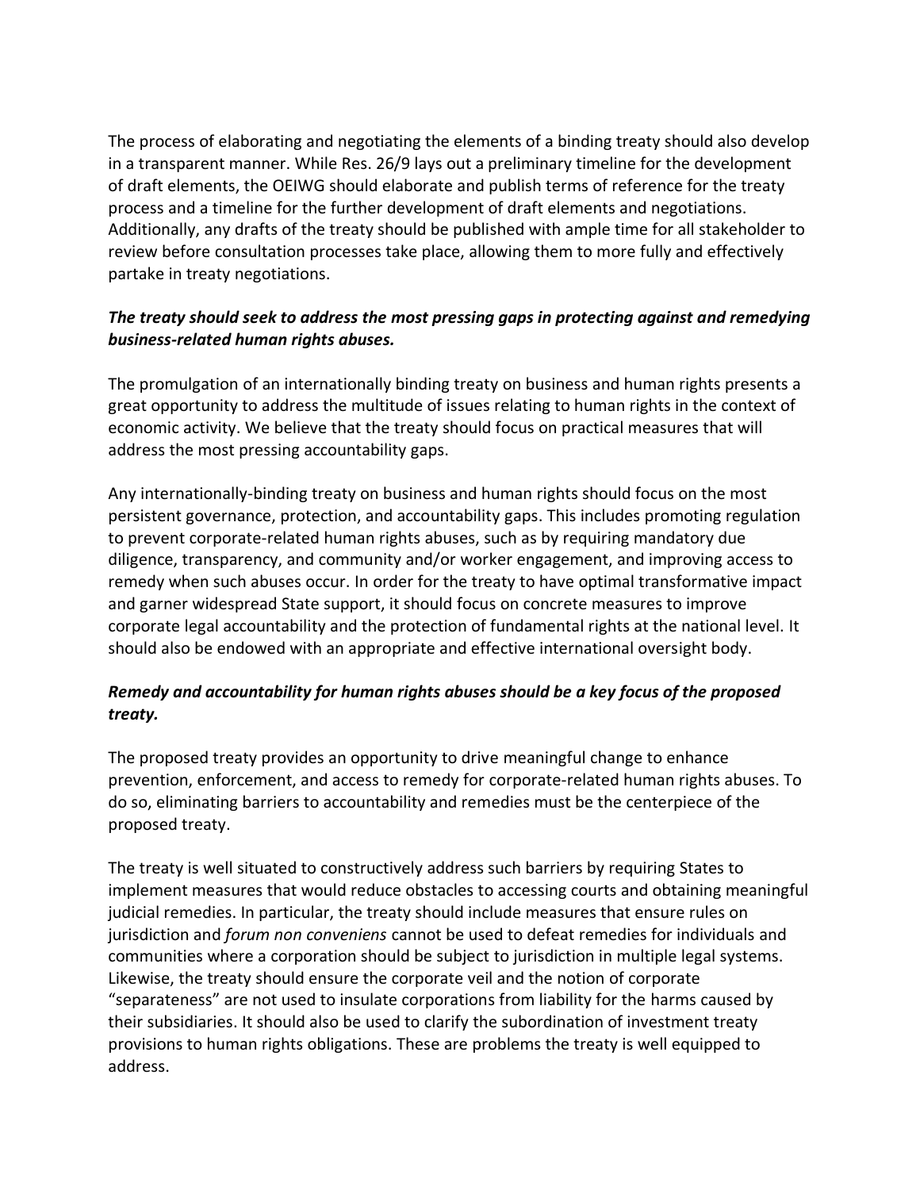The process of elaborating and negotiating the elements of a binding treaty should also develop in a transparent manner. While Res. 26/9 lays out a preliminary timeline for the development of draft elements, the OEIWG should elaborate and publish terms of reference for the treaty process and a timeline for the further development of draft elements and negotiations. Additionally, any drafts of the treaty should be published with ample time for all stakeholder to review before consultation processes take place, allowing them to more fully and effectively partake in treaty negotiations.

***The treaty should seek to address the most pressing gaps in protecting against and remedying business-related human rights abuses.***

The promulgation of an internationally binding treaty on business and human rights presents a great opportunity to address the multitude of issues relating to human rights in the context of economic activity. We believe that the treaty should focus on practical measures that will address the most pressing accountability gaps.

Any internationally-binding treaty on business and human rights should focus on the most persistent governance, protection, and accountability gaps. This includes promoting regulation to prevent corporate-related human rights abuses, such as by requiring mandatory due diligence, transparency, and community and/or worker engagement, and improving access to remedy when such abuses occur. In order for the treaty to have optimal transformative impact and garner widespread State support, it should focus on concrete measures to improve corporate legal accountability and the protection of fundamental rights at the national level. It should also be endowed with an appropriate and effective international oversight body.

***Remedy and accountability for human rights abuses should be a key focus of the proposed treaty.***

The proposed treaty provides an opportunity to drive meaningful change to enhance prevention, enforcement, and access to remedy for corporate-related human rights abuses. To do so, eliminating barriers to accountability and remedies must be the centerpiece of the proposed treaty.

The treaty is well situated to constructively address such barriers by requiring States to implement measures that would reduce obstacles to accessing courts and obtaining meaningful judicial remedies. In particular, the treaty should include measures that ensure rules on jurisdiction and *forum non conveniens* cannot be used to defeat remedies for individuals and communities where a corporation should be subject to jurisdiction in multiple legal systems. Likewise, the treaty should ensure the corporate veil and the notion of corporate "separateness" are not used to insulate corporations from liability for the harms caused by their subsidiaries. It should also be used to clarify the subordination of investment treaty provisions to human rights obligations. These are problems the treaty is well equipped to address.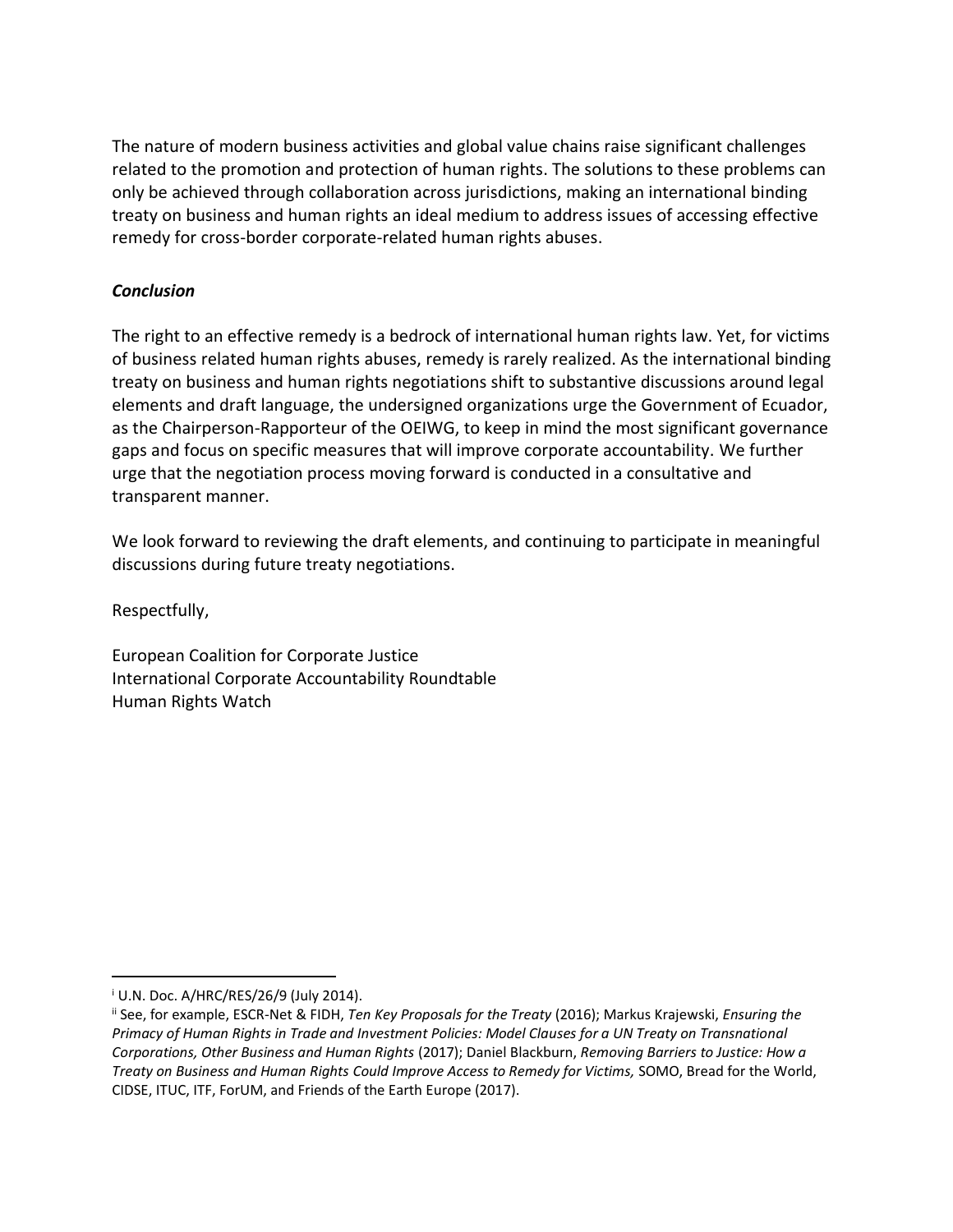The nature of modern business activities and global value chains raise significant challenges related to the promotion and protection of human rights. The solutions to these problems can only be achieved through collaboration across jurisdictions, making an international binding treaty on business and human rights an ideal medium to address issues of accessing effective remedy for cross-border corporate-related human rights abuses.

***Conclusion***

The right to an effective remedy is a bedrock of international human rights law. Yet, for victims of business related human rights abuses, remedy is rarely realized. As the international binding treaty on business and human rights negotiations shift to substantive discussions around legal elements and draft language, the undersigned organizations urge the Government of Ecuador, as the Chairperson-Rapporteur of the OEIWG, to keep in mind the most significant governance gaps and focus on specific measures that will improve corporate accountability. We further urge that the negotiation process moving forward is conducted in a consultative and transparent manner.

We look forward to reviewing the draft elements, and continuing to participate in meaningful discussions during future treaty negotiations.

Respectfully,

European Coalition for Corporate Justice
International Corporate Accountability Roundtable
Human Rights Watch

---

[i] U.N. Doc. A/HRC/RES/26/9 (July 2014).

[ii] See, for example, ESCR-Net & FIDH, *Ten Key Proposals for the Treaty* (2016); Markus Krajewski, *Ensuring the Primacy of Human Rights in Trade and Investment Policies: Model Clauses for a UN Treaty on Transnational Corporations, Other Business and Human Rights* (2017); Daniel Blackburn, *Removing Barriers to Justice: How a Treaty on Business and Human Rights Could Improve Access to Remedy for Victims,* SOMO, Bread for the World, CIDSE, ITUC, ITF, ForUM, and Friends of the Earth Europe (2017).